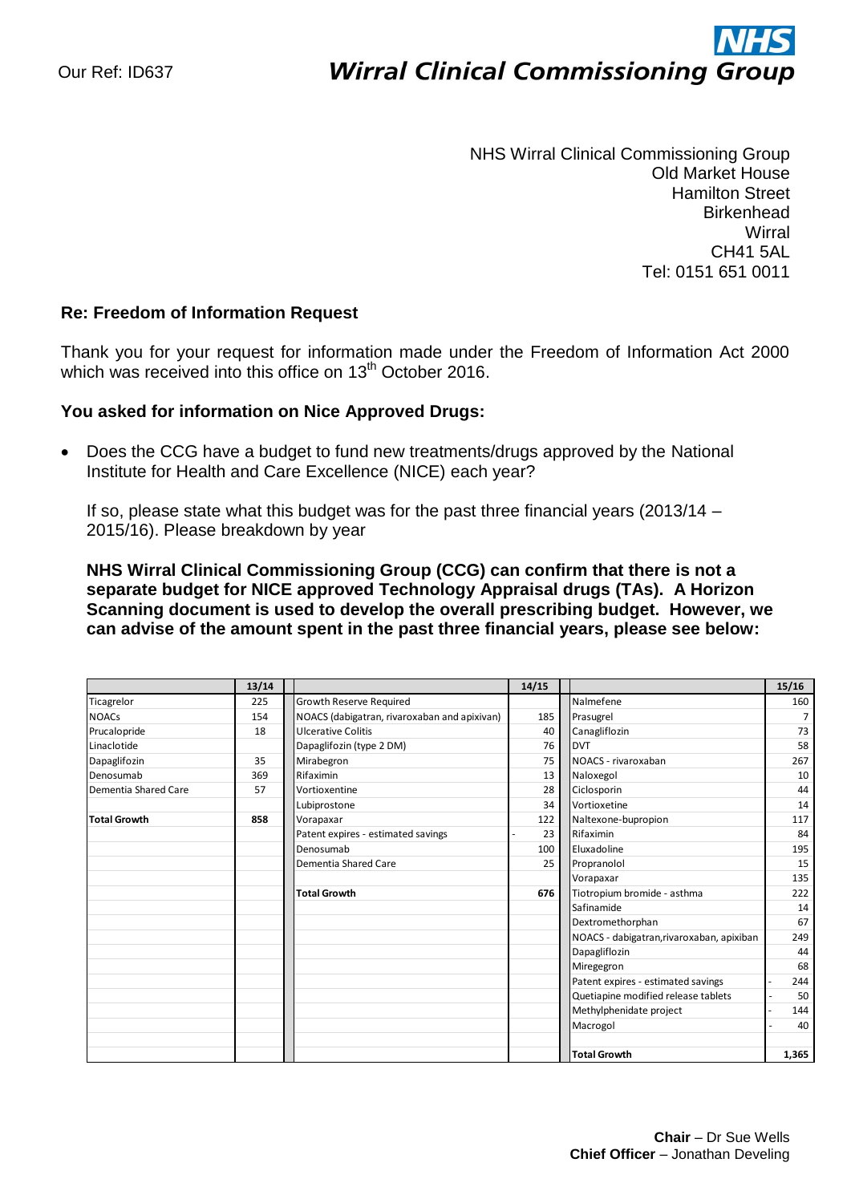Our Ref: ID637

**NHS**
***Wirral Clinical Commissioning Group***

NHS Wirral Clinical Commissioning Group
Old Market House
Hamilton Street
Birkenhead
Wirral
CH41 5AL
Tel: 0151 651 0011

**Re: Freedom of Information Request**

Thank you for your request for information made under the Freedom of Information Act 2000 which was received into this office on 13th October 2016.

**You asked for information on Nice Approved Drugs:**

- Does the CCG have a budget to fund new treatments/drugs approved by the National Institute for Health and Care Excellence (NICE) each year?

  If so, please state what this budget was for the past three financial years (2013/14 – 2015/16). Please breakdown by year

  **NHS Wirral Clinical Commissioning Group (CCG) can confirm that there is not a separate budget for NICE approved Technology Appraisal drugs (TAs). A Horizon Scanning document is used to develop the overall prescribing budget. However, we can advise of the amount spent in the past three financial years, please see below:**

| | 13/14 | | 14/15 | | 15/16 |
|---|---|---|---|---|---|
| Ticagrelor | 225 | Growth Reserve Required | | Nalmefene | 160 |
| NOACs | 154 | NOACS (dabigatran, rivoraxaban and apixivan) | 185 | Prasugrel | 7 |
| Prucalopride | 18 | Ulcerative Colitis | 40 | Canagliflozin | 73 |
| Linaclotide | | Dapaglifozin (type 2 DM) | 76 | DVT | 58 |
| Dapaglifozin | 35 | Mirabegron | 75 | NOACS - rivaroxaban | 267 |
| Denosumab | 369 | Rifaximin | 13 | Naloxegol | 10 |
| Dementia Shared Care | 57 | Vortioxentine | 28 | Ciclosporin | 44 |
| | | Lubiprostone | 34 | Vortioxetine | 14 |
| **Total Growth** | **858** | Vorapaxar | 122 | Naltexone-bupropion | 117 |
| | | Patent expires - estimated savings | - 23 | Rifaximin | 84 |
| | | Denosumab | 100 | Eluxadoline | 195 |
| | | Dementia Shared Care | 25 | Propranolol | 15 |
| | | | | Vorapaxar | 135 |
| | | **Total Growth** | **676** | Tiotropium bromide - asthma | 222 |
| | | | | Safinamide | 14 |
| | | | | Dextromethorphan | 67 |
| | | | | NOACS - dabigatran,rivaroxaban, apixiban | 249 |
| | | | | Dapagliflozin | 44 |
| | | | | Miregegron | 68 |
| | | | | Patent expires - estimated savings | - 244 |
| | | | | Quetiapine modified release tablets | - 50 |
| | | | | Methylphenidate project | - 144 |
| | | | | Macrogol | - 40 |
| | | | | | |
| | | | | **Total Growth** | **1,365** |

**Chair** – Dr Sue Wells
**Chief Officer** – Jonathan Develing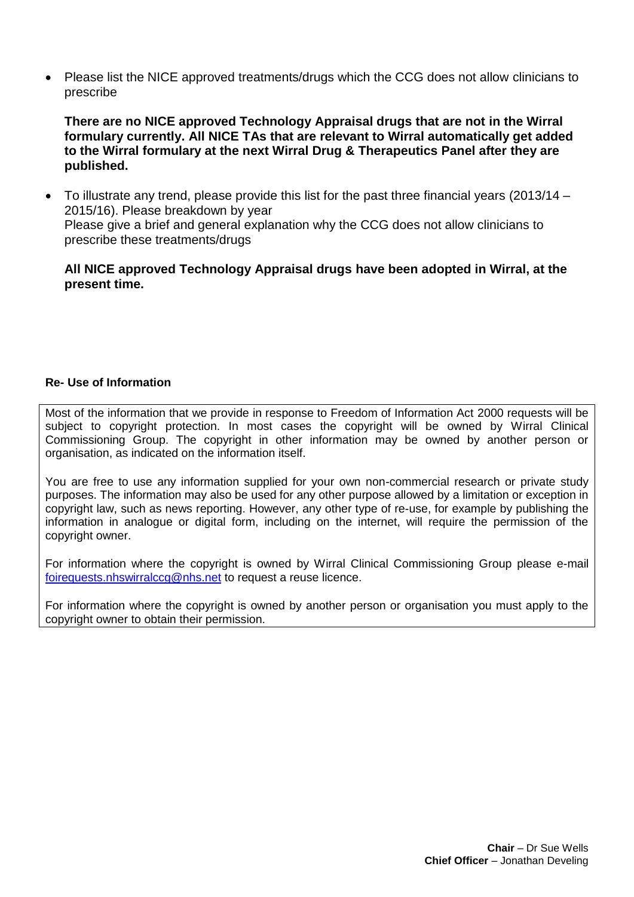- Please list the NICE approved treatments/drugs which the CCG does not allow clinicians to prescribe

  **There are no NICE approved Technology Appraisal drugs that are not in the Wirral formulary currently. All NICE TAs that are relevant to Wirral automatically get added to the Wirral formulary at the next Wirral Drug & Therapeutics Panel after they are published.**

- To illustrate any trend, please provide this list for the past three financial years (2013/14 – 2015/16). Please breakdown by year
  Please give a brief and general explanation why the CCG does not allow clinicians to prescribe these treatments/drugs

  **All NICE approved Technology Appraisal drugs have been adopted in Wirral, at the present time.**

**Re- Use of Information**

Most of the information that we provide in response to Freedom of Information Act 2000 requests will be subject to copyright protection. In most cases the copyright will be owned by Wirral Clinical Commissioning Group. The copyright in other information may be owned by another person or organisation, as indicated on the information itself.

You are free to use any information supplied for your own non-commercial research or private study purposes. The information may also be used for any other purpose allowed by a limitation or exception in copyright law, such as news reporting. However, any other type of re-use, for example by publishing the information in analogue or digital form, including on the internet, will require the permission of the copyright owner.

For information where the copyright is owned by Wirral Clinical Commissioning Group please e-mail foirequests.nhswirralccg@nhs.net to request a reuse licence.

For information where the copyright is owned by another person or organisation you must apply to the copyright owner to obtain their permission.

**Chair** – Dr Sue Wells
**Chief Officer** – Jonathan Develing